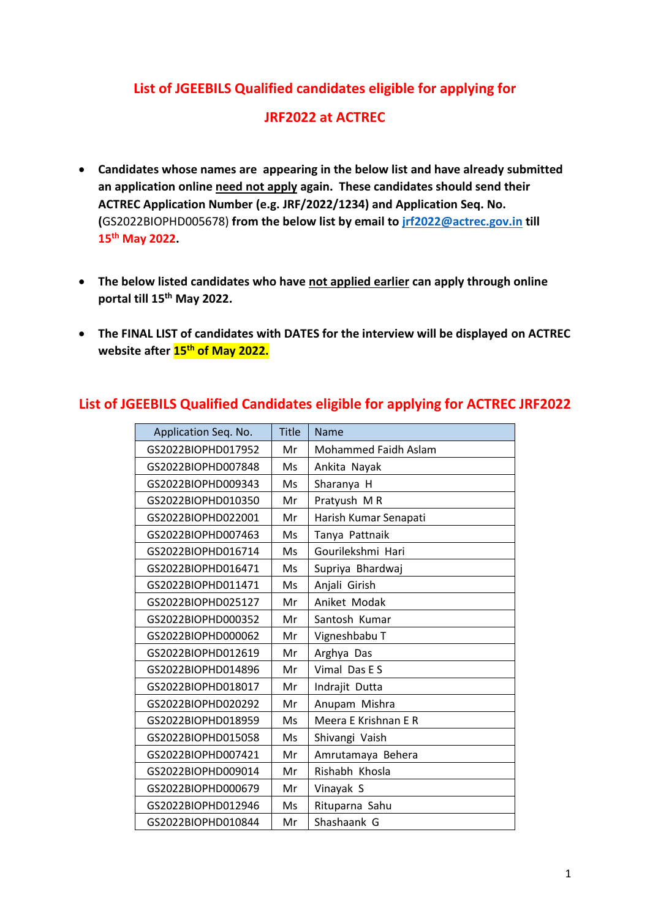# List of JGEEBILS Qualified candidates eligible for applying for JRF2022 at ACTREC

- **Candidates whose names are appearing in the below list and have already submitted an application online <u>need not apply</u> again. These candidates should send their ACTREC Application Number (e.g. JRF/2022/1234) and Application Seq. No. (**GS2022BIOPHD005678**) from the below list by email to [jrf2022@actrec.gov.in](mailto:jrf2022@actrec.gov.in) till 15th May 2022.**

- **The below listed candidates who have <u>not applied earlier</u> can apply through online portal till 15th May 2022.**

- **The FINAL LIST of candidates with DATES for the interview will be displayed on ACTREC website after 15th of May 2022.**

## List of JGEEBILS Qualified Candidates eligible for applying for ACTREC JRF2022

| Application Seq. No. | Title | Name |
|---|---|---|
| GS2022BIOPHD017952 | Mr | Mohammed Faidh Aslam |
| GS2022BIOPHD007848 | Ms | Ankita Nayak |
| GS2022BIOPHD009343 | Ms | Sharanya H |
| GS2022BIOPHD010350 | Mr | Pratyush M R |
| GS2022BIOPHD022001 | Mr | Harish Kumar Senapati |
| GS2022BIOPHD007463 | Ms | Tanya Pattnaik |
| GS2022BIOPHD016714 | Ms | Gourilekshmi Hari |
| GS2022BIOPHD016471 | Ms | Supriya Bhardwaj |
| GS2022BIOPHD011471 | Ms | Anjali Girish |
| GS2022BIOPHD025127 | Mr | Aniket Modak |
| GS2022BIOPHD000352 | Mr | Santosh Kumar |
| GS2022BIOPHD000062 | Mr | Vigneshbabu T |
| GS2022BIOPHD012619 | Mr | Arghya Das |
| GS2022BIOPHD014896 | Mr | Vimal Das E S |
| GS2022BIOPHD018017 | Mr | Indrajit Dutta |
| GS2022BIOPHD020292 | Mr | Anupam Mishra |
| GS2022BIOPHD018959 | Ms | Meera E Krishnan E R |
| GS2022BIOPHD015058 | Ms | Shivangi Vaish |
| GS2022BIOPHD007421 | Mr | Amrutamaya Behera |
| GS2022BIOPHD009014 | Mr | Rishabh Khosla |
| GS2022BIOPHD000679 | Mr | Vinayak S |
| GS2022BIOPHD012946 | Ms | Rituparna Sahu |
| GS2022BIOPHD010844 | Mr | Shashaank G |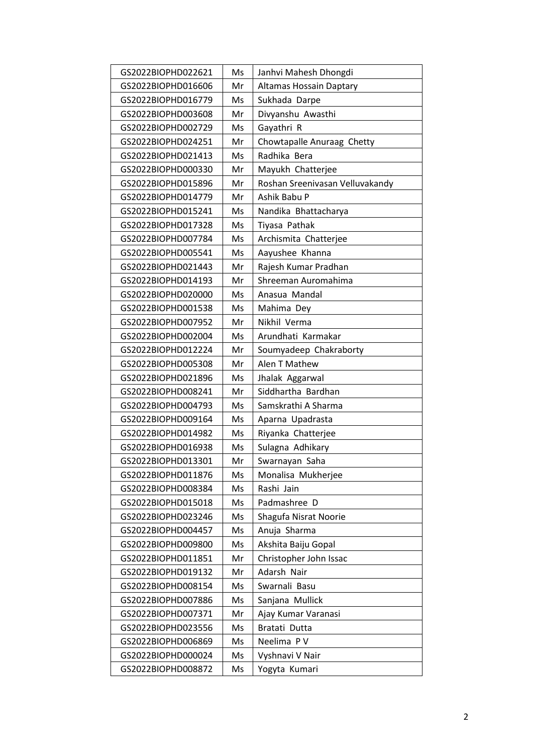| GS2022BIOPHD022621 | Ms | Janhvi Mahesh Dhongdi |
|---|---|---|
| GS2022BIOPHD016606 | Mr | Altamas Hossain Daptary |
| GS2022BIOPHD016779 | Ms | Sukhada Darpe |
| GS2022BIOPHD003608 | Mr | Divyanshu Awasthi |
| GS2022BIOPHD002729 | Ms | Gayathri R |
| GS2022BIOPHD024251 | Mr | Chowtapalle Anuraag Chetty |
| GS2022BIOPHD021413 | Ms | Radhika Bera |
| GS2022BIOPHD000330 | Mr | Mayukh Chatterjee |
| GS2022BIOPHD015896 | Mr | Roshan Sreenivasan Velluvakandy |
| GS2022BIOPHD014779 | Mr | Ashik Babu P |
| GS2022BIOPHD015241 | Ms | Nandika Bhattacharya |
| GS2022BIOPHD017328 | Ms | Tiyasa Pathak |
| GS2022BIOPHD007784 | Ms | Archismita Chatterjee |
| GS2022BIOPHD005541 | Ms | Aayushee Khanna |
| GS2022BIOPHD021443 | Mr | Rajesh Kumar Pradhan |
| GS2022BIOPHD014193 | Mr | Shreeman Auromahima |
| GS2022BIOPHD020000 | Ms | Anasua Mandal |
| GS2022BIOPHD001538 | Ms | Mahima Dey |
| GS2022BIOPHD007952 | Mr | Nikhil Verma |
| GS2022BIOPHD002004 | Ms | Arundhati Karmakar |
| GS2022BIOPHD012224 | Mr | Soumyadeep Chakraborty |
| GS2022BIOPHD005308 | Mr | Alen T Mathew |
| GS2022BIOPHD021896 | Ms | Jhalak Aggarwal |
| GS2022BIOPHD008241 | Mr | Siddhartha Bardhan |
| GS2022BIOPHD004793 | Ms | Samskrathi A Sharma |
| GS2022BIOPHD009164 | Ms | Aparna Upadrasta |
| GS2022BIOPHD014982 | Ms | Riyanka Chatterjee |
| GS2022BIOPHD016938 | Ms | Sulagna Adhikary |
| GS2022BIOPHD013301 | Mr | Swarnayan Saha |
| GS2022BIOPHD011876 | Ms | Monalisa Mukherjee |
| GS2022BIOPHD008384 | Ms | Rashi Jain |
| GS2022BIOPHD015018 | Ms | Padmashree D |
| GS2022BIOPHD023246 | Ms | Shagufa Nisrat Noorie |
| GS2022BIOPHD004457 | Ms | Anuja Sharma |
| GS2022BIOPHD009800 | Ms | Akshita Baiju Gopal |
| GS2022BIOPHD011851 | Mr | Christopher John Issac |
| GS2022BIOPHD019132 | Mr | Adarsh Nair |
| GS2022BIOPHD008154 | Ms | Swarnali Basu |
| GS2022BIOPHD007886 | Ms | Sanjana Mullick |
| GS2022BIOPHD007371 | Mr | Ajay Kumar Varanasi |
| GS2022BIOPHD023556 | Ms | Bratati Dutta |
| GS2022BIOPHD006869 | Ms | Neelima P V |
| GS2022BIOPHD000024 | Ms | Vyshnavi V Nair |
| GS2022BIOPHD008872 | Ms | Yogyta Kumari |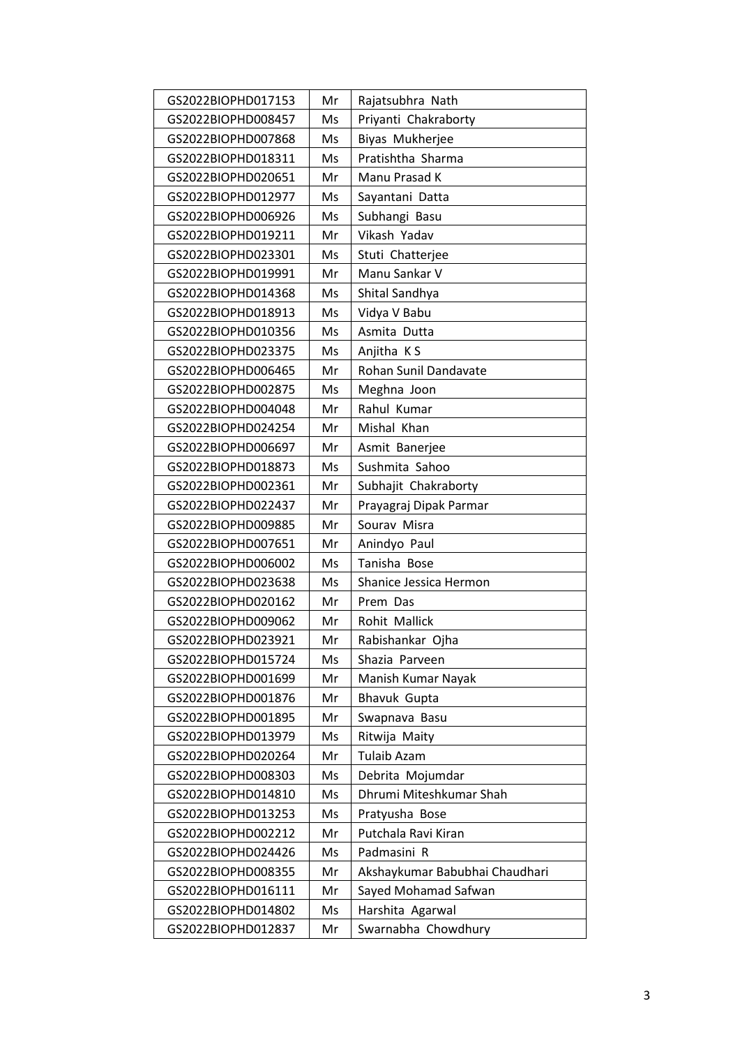| GS2022BIOPHD017153 | Mr | Rajatsubhra Nath |
|---|---|---|
| GS2022BIOPHD008457 | Ms | Priyanti Chakraborty |
| GS2022BIOPHD007868 | Ms | Biyas Mukherjee |
| GS2022BIOPHD018311 | Ms | Pratishtha Sharma |
| GS2022BIOPHD020651 | Mr | Manu Prasad K |
| GS2022BIOPHD012977 | Ms | Sayantani Datta |
| GS2022BIOPHD006926 | Ms | Subhangi Basu |
| GS2022BIOPHD019211 | Mr | Vikash Yadav |
| GS2022BIOPHD023301 | Ms | Stuti Chatterjee |
| GS2022BIOPHD019991 | Mr | Manu Sankar V |
| GS2022BIOPHD014368 | Ms | Shital Sandhya |
| GS2022BIOPHD018913 | Ms | Vidya V Babu |
| GS2022BIOPHD010356 | Ms | Asmita Dutta |
| GS2022BIOPHD023375 | Ms | Anjitha K S |
| GS2022BIOPHD006465 | Mr | Rohan Sunil Dandavate |
| GS2022BIOPHD002875 | Ms | Meghna Joon |
| GS2022BIOPHD004048 | Mr | Rahul Kumar |
| GS2022BIOPHD024254 | Mr | Mishal Khan |
| GS2022BIOPHD006697 | Mr | Asmit Banerjee |
| GS2022BIOPHD018873 | Ms | Sushmita Sahoo |
| GS2022BIOPHD002361 | Mr | Subhajit Chakraborty |
| GS2022BIOPHD022437 | Mr | Prayagraj Dipak Parmar |
| GS2022BIOPHD009885 | Mr | Sourav Misra |
| GS2022BIOPHD007651 | Mr | Anindyo Paul |
| GS2022BIOPHD006002 | Ms | Tanisha Bose |
| GS2022BIOPHD023638 | Ms | Shanice Jessica Hermon |
| GS2022BIOPHD020162 | Mr | Prem Das |
| GS2022BIOPHD009062 | Mr | Rohit Mallick |
| GS2022BIOPHD023921 | Mr | Rabishankar Ojha |
| GS2022BIOPHD015724 | Ms | Shazia Parveen |
| GS2022BIOPHD001699 | Mr | Manish Kumar Nayak |
| GS2022BIOPHD001876 | Mr | Bhavuk Gupta |
| GS2022BIOPHD001895 | Mr | Swapnava Basu |
| GS2022BIOPHD013979 | Ms | Ritwija Maity |
| GS2022BIOPHD020264 | Mr | Tulaib Azam |
| GS2022BIOPHD008303 | Ms | Debrita Mojumdar |
| GS2022BIOPHD014810 | Ms | Dhrumi Miteshkumar Shah |
| GS2022BIOPHD013253 | Ms | Pratyusha Bose |
| GS2022BIOPHD002212 | Mr | Putchala Ravi Kiran |
| GS2022BIOPHD024426 | Ms | Padmasini R |
| GS2022BIOPHD008355 | Mr | Akshaykumar Babubhai Chaudhari |
| GS2022BIOPHD016111 | Mr | Sayed Mohamad Safwan |
| GS2022BIOPHD014802 | Ms | Harshita Agarwal |
| GS2022BIOPHD012837 | Mr | Swarnabha Chowdhury |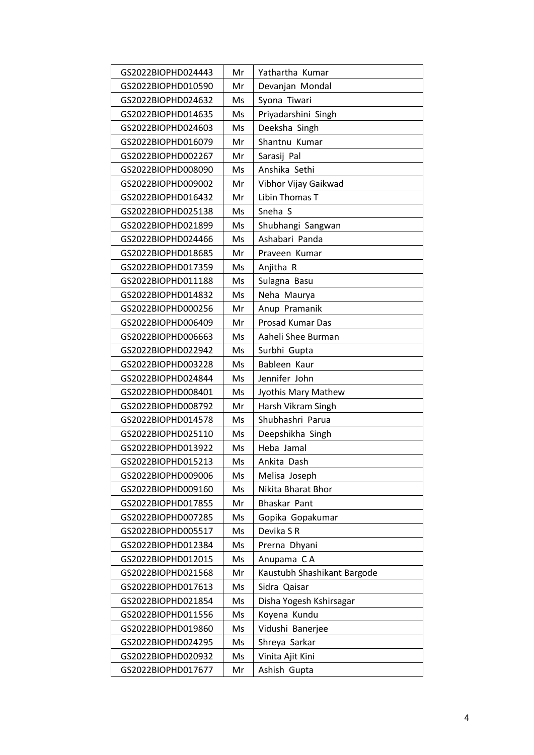| GS2022BIOPHD024443 | Mr | Yathartha Kumar |
|---|---|---|
| GS2022BIOPHD010590 | Mr | Devanjan Mondal |
| GS2022BIOPHD024632 | Ms | Syona Tiwari |
| GS2022BIOPHD014635 | Ms | Priyadarshini Singh |
| GS2022BIOPHD024603 | Ms | Deeksha Singh |
| GS2022BIOPHD016079 | Mr | Shantnu Kumar |
| GS2022BIOPHD002267 | Mr | Sarasij Pal |
| GS2022BIOPHD008090 | Ms | Anshika Sethi |
| GS2022BIOPHD009002 | Mr | Vibhor Vijay Gaikwad |
| GS2022BIOPHD016432 | Mr | Libin Thomas T |
| GS2022BIOPHD025138 | Ms | Sneha S |
| GS2022BIOPHD021899 | Ms | Shubhangi Sangwan |
| GS2022BIOPHD024466 | Ms | Ashabari Panda |
| GS2022BIOPHD018685 | Mr | Praveen Kumar |
| GS2022BIOPHD017359 | Ms | Anjitha R |
| GS2022BIOPHD011188 | Ms | Sulagna Basu |
| GS2022BIOPHD014832 | Ms | Neha Maurya |
| GS2022BIOPHD000256 | Mr | Anup Pramanik |
| GS2022BIOPHD006409 | Mr | Prosad Kumar Das |
| GS2022BIOPHD006663 | Ms | Aaheli Shee Burman |
| GS2022BIOPHD022942 | Ms | Surbhi Gupta |
| GS2022BIOPHD003228 | Ms | Bableen Kaur |
| GS2022BIOPHD024844 | Ms | Jennifer John |
| GS2022BIOPHD008401 | Ms | Jyothis Mary Mathew |
| GS2022BIOPHD008792 | Mr | Harsh Vikram Singh |
| GS2022BIOPHD014578 | Ms | Shubhashri Parua |
| GS2022BIOPHD025110 | Ms | Deepshikha Singh |
| GS2022BIOPHD013922 | Ms | Heba Jamal |
| GS2022BIOPHD015213 | Ms | Ankita Dash |
| GS2022BIOPHD009006 | Ms | Melisa Joseph |
| GS2022BIOPHD009160 | Ms | Nikita Bharat Bhor |
| GS2022BIOPHD017855 | Mr | Bhaskar Pant |
| GS2022BIOPHD007285 | Ms | Gopika Gopakumar |
| GS2022BIOPHD005517 | Ms | Devika S R |
| GS2022BIOPHD012384 | Ms | Prerna Dhyani |
| GS2022BIOPHD012015 | Ms | Anupama C A |
| GS2022BIOPHD021568 | Mr | Kaustubh Shashikant Bargode |
| GS2022BIOPHD017613 | Ms | Sidra Qaisar |
| GS2022BIOPHD021854 | Ms | Disha Yogesh Kshirsagar |
| GS2022BIOPHD011556 | Ms | Koyena Kundu |
| GS2022BIOPHD019860 | Ms | Vidushi Banerjee |
| GS2022BIOPHD024295 | Ms | Shreya Sarkar |
| GS2022BIOPHD020932 | Ms | Vinita Ajit Kini |
| GS2022BIOPHD017677 | Mr | Ashish Gupta |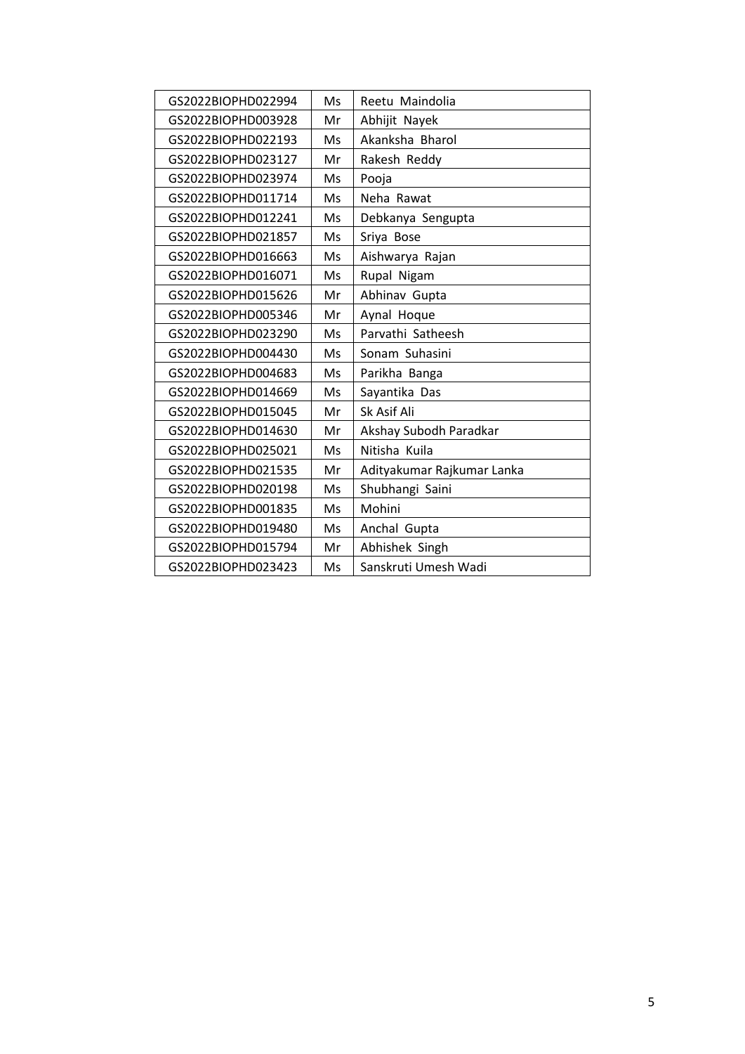| | | |
|---|---|---|
| GS2022BIOPHD022994 | Ms | Reetu Maindolia |
| GS2022BIOPHD003928 | Mr | Abhijit Nayek |
| GS2022BIOPHD022193 | Ms | Akanksha Bharol |
| GS2022BIOPHD023127 | Mr | Rakesh Reddy |
| GS2022BIOPHD023974 | Ms | Pooja |
| GS2022BIOPHD011714 | Ms | Neha Rawat |
| GS2022BIOPHD012241 | Ms | Debkanya Sengupta |
| GS2022BIOPHD021857 | Ms | Sriya Bose |
| GS2022BIOPHD016663 | Ms | Aishwarya Rajan |
| GS2022BIOPHD016071 | Ms | Rupal Nigam |
| GS2022BIOPHD015626 | Mr | Abhinav Gupta |
| GS2022BIOPHD005346 | Mr | Aynal Hoque |
| GS2022BIOPHD023290 | Ms | Parvathi Satheesh |
| GS2022BIOPHD004430 | Ms | Sonam Suhasini |
| GS2022BIOPHD004683 | Ms | Parikha Banga |
| GS2022BIOPHD014669 | Ms | Sayantika Das |
| GS2022BIOPHD015045 | Mr | Sk Asif Ali |
| GS2022BIOPHD014630 | Mr | Akshay Subodh Paradkar |
| GS2022BIOPHD025021 | Ms | Nitisha Kuila |
| GS2022BIOPHD021535 | Mr | Adityakumar Rajkumar Lanka |
| GS2022BIOPHD020198 | Ms | Shubhangi Saini |
| GS2022BIOPHD001835 | Ms | Mohini |
| GS2022BIOPHD019480 | Ms | Anchal Gupta |
| GS2022BIOPHD015794 | Mr | Abhishek Singh |
| GS2022BIOPHD023423 | Ms | Sanskruti Umesh Wadi |